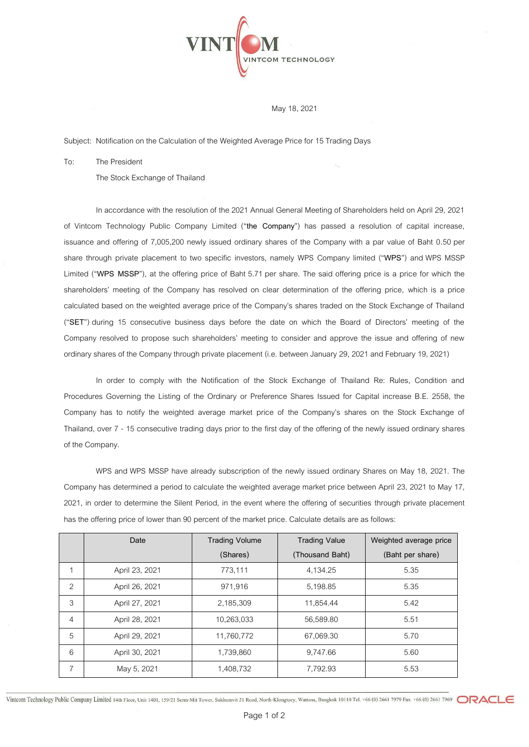May 18, 2021

Subject: Notification on the Calculation of the Weighted Average Price for 15 Trading Days

To: The President

The Stock Exchange of Thailand

In accordance with the resolution of the 2021 Annual General Meeting of Shareholders held on April 29, 2021 of Vintcom Technology Public Company Limited ("**the Company**") has passed a resolution of capital increase, issuance and offering of 7,005,200 newly issued ordinary shares of the Company with a par value of Baht 0.50 per share through private placement to two specific investors, namely WPS Company limited ("**WPS**") and WPS MSSP Limited ("**WPS MSSP**"), at the offering price of Baht 5.71 per share. The said offering price is a price for which the shareholders' meeting of the Company has resolved on clear determination of the offering price, which is a price calculated based on the weighted average price of the Company's shares traded on the Stock Exchange of Thailand ("**SET**") during 15 consecutive business days before the date on which the Board of Directors' meeting of the Company resolved to propose such shareholders' meeting to consider and approve the issue and offering of new ordinary shares of the Company through private placement (i.e. between January 29, 2021 and February 19, 2021)

In order to comply with the Notification of the Stock Exchange of Thailand Re: Rules, Condition and Procedures Governing the Listing of the Ordinary or Preference Shares Issued for Capital increase B.E. 2558, the Company has to notify the weighted average market price of the Company's shares on the Stock Exchange of Thailand, over 7 - 15 consecutive trading days prior to the first day of the offering of the newly issued ordinary shares of the Company.

WPS and WPS MSSP have already subscription of the newly issued ordinary Shares on May 18, 2021. The Company has determined a period to calculate the weighted average market price between April 23, 2021 to May 17, 2021, in order to determine the Silent Period, in the event where the offering of securities through private placement has the offering price of lower than 90 percent of the market price. Calculate details are as follows:

| | Date | Trading Volume (Shares) | Trading Value (Thousand Baht) | Weighted average price (Baht per share) |
|---|---|---|---|---|
| 1 | April 23, 2021 | 773,111 | 4,134.25 | 5.35 |
| 2 | April 26, 2021 | 971,916 | 5,198.85 | 5.35 |
| 3 | April 27, 2021 | 2,185,309 | 11,854.44 | 5.42 |
| 4 | April 28, 2021 | 10,263,033 | 56,589.80 | 5.51 |
| 5 | April 29, 2021 | 11,760,772 | 67,069.30 | 5.70 |
| 6 | April 30, 2021 | 1,739,860 | 9,747.66 | 5.60 |
| 7 | May 5, 2021 | 1,408,732 | 7,792.93 | 5.53 |

Vintcom Technology Public Company Limited 14th Floor, Unit 1401, 159/21 Serm-Mit Tower, Sukhumvit 21 Road, North-Klongtoey, Wattana, Bangkok 10110 Tel. +66 (0) 2661 7979 Fax. +66 (0) 2661 7969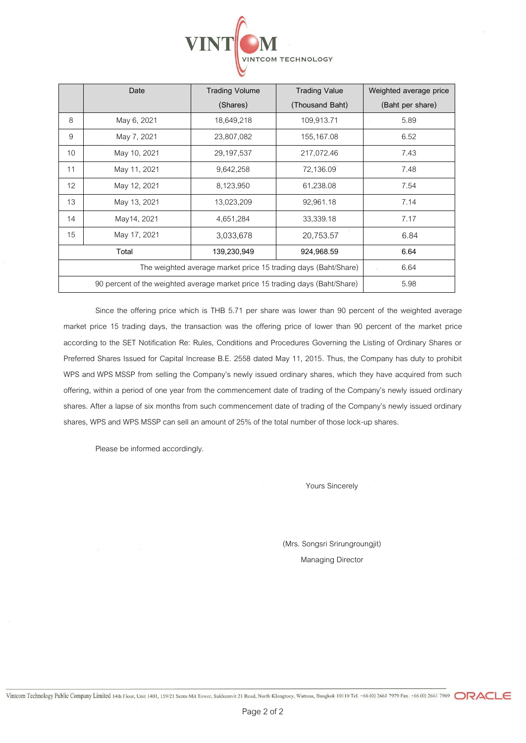| | Date | Trading Volume (Shares) | Trading Value (Thousand Baht) | Weighted average price (Baht per share) |
|---|---|---|---|---|
| 8 | May 6, 2021 | 18,649,218 | 109,913.71 | 5.89 |
| 9 | May 7, 2021 | 23,807,082 | 155,167.08 | 6.52 |
| 10 | May 10, 2021 | 29,197,537 | 217,072.46 | 7.43 |
| 11 | May 11, 2021 | 9,642,258 | 72,136.09 | 7.48 |
| 12 | May 12, 2021 | 8,123,950 | 61,238.08 | 7.54 |
| 13 | May 13, 2021 | 13,023,209 | 92,961.18 | 7.14 |
| 14 | May14, 2021 | 4,651,284 | 33,339.18 | 7.17 |
| 15 | May 17, 2021 | 3,033,678 | 20,753.57 | 6.84 |
| Total | | 139,230,949 | 924,968.59 | 6.64 |
| The weighted average market price 15 trading days (Baht/Share) | | | | 6.64 |
| 90 percent of the weighted average market price 15 trading days (Baht/Share) | | | | 5.98 |

Since the offering price which is THB 5.71 per share was lower than 90 percent of the weighted average market price 15 trading days, the transaction was the offering price of lower than 90 percent of the market price according to the SET Notification Re: Rules, Conditions and Procedures Governing the Listing of Ordinary Shares or Preferred Shares Issued for Capital Increase B.E. 2558 dated May 11, 2015. Thus, the Company has duty to prohibit WPS and WPS MSSP from selling the Company's newly issued ordinary shares, which they have acquired from such offering, within a period of one year from the commencement date of trading of the Company's newly issued ordinary shares. After a lapse of six months from such commencement date of trading of the Company's newly issued ordinary shares, WPS and WPS MSSP can sell an amount of 25% of the total number of those lock-up shares.

Please be informed accordingly.

Yours Sincerely

(Mrs. Songsri Srirungroungjit)

Managing Director